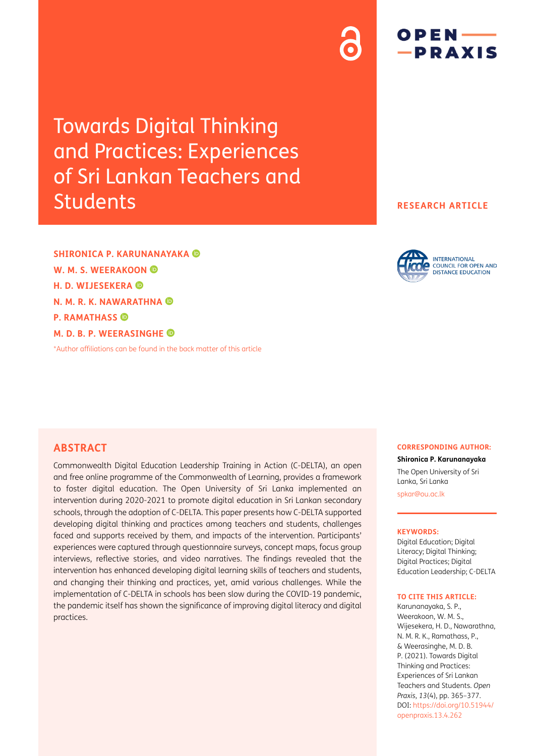# Towards Digital Thinking and Practices: Experiences of Sri Lankan Teachers and Students

RESEARCH ARTICLE

**SHIRONICA P. KARUNANAYAKA**
**W. M. S. WEERAKOON**
**H. D. WIJESEKERA**
**N. M. R. K. NAWARATHNA**
**P. RAMATHASS**
**M. D. B. P. WEERASINGHE**

*Author affiliations can be found in the back matter of this article

## ABSTRACT

Commonwealth Digital Education Leadership Training in Action (C-DELTA), an open and free online programme of the Commonwealth of Learning, provides a framework to foster digital education. The Open University of Sri Lanka implemented an intervention during 2020-2021 to promote digital education in Sri Lankan secondary schools, through the adoption of C-DELTA. This paper presents how C-DELTA supported developing digital thinking and practices among teachers and students, challenges faced and supports received by them, and impacts of the intervention. Participants' experiences were captured through questionnaire surveys, concept maps, focus group interviews, reflective stories, and video narratives. The findings revealed that the intervention has enhanced developing digital learning skills of teachers and students, and changing their thinking and practices, yet, amid various challenges. While the implementation of C-DELTA in schools has been slow during the COVID-19 pandemic, the pandemic itself has shown the significance of improving digital literacy and digital practices.

**CORRESPONDING AUTHOR:**

**Shironica P. Karunanayaka**

The Open University of Sri Lanka, Sri Lanka

spkar@ou.ac.lk

**KEYWORDS:**

Digital Education; Digital Literacy; Digital Thinking; Digital Practices; Digital Education Leadership; C-DELTA

**TO CITE THIS ARTICLE:**

Karunanayaka, S. P., Weerakoon, W. M. S., Wijesekera, H. D., Nawarathna, N. M. R. K., Ramathass, P., & Weerasinghe, M. D. B. P. (2021). Towards Digital Thinking and Practices: Experiences of Sri Lankan Teachers and Students. *Open Praxis*, *13*(4), pp. 365–377. DOI: https://doi.org/10.51944/openpraxis.13.4.262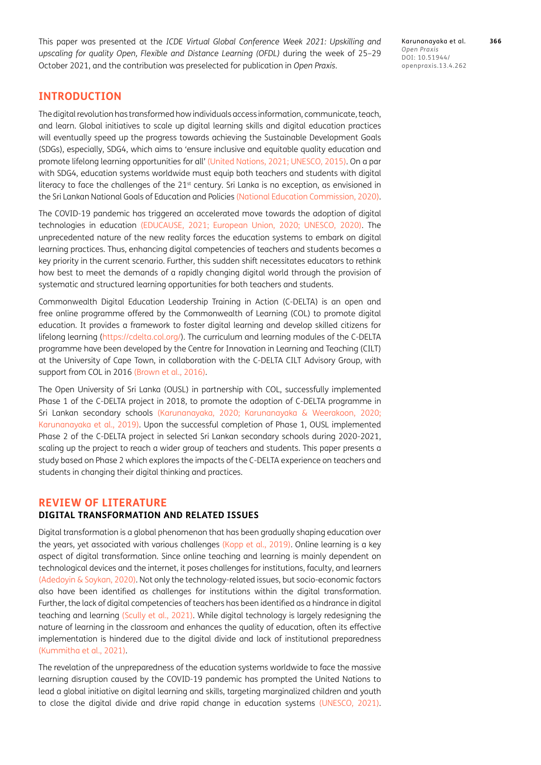This paper was presented at the *ICDE Virtual Global Conference Week 2021: Upskilling and upscaling for quality Open, Flexible and Distance Learning (OFDL)* during the week of 25–29 October 2021, and the contribution was preselected for publication in *Open Praxis*.

## INTRODUCTION

The digital revolution has transformed how individuals access information, communicate, teach, and learn. Global initiatives to scale up digital learning skills and digital education practices will eventually speed up the progress towards achieving the Sustainable Development Goals (SDGs), especially, SDG4, which aims to 'ensure inclusive and equitable quality education and promote lifelong learning opportunities for all' (United Nations, 2021; UNESCO, 2015). On a par with SDG4, education systems worldwide must equip both teachers and students with digital literacy to face the challenges of the 21st century. Sri Lanka is no exception, as envisioned in the Sri Lankan National Goals of Education and Policies (National Education Commission, 2020).

The COVID-19 pandemic has triggered an accelerated move towards the adoption of digital technologies in education (EDUCAUSE, 2021; European Union, 2020; UNESCO, 2020). The unprecedented nature of the new reality forces the education systems to embark on digital learning practices. Thus, enhancing digital competencies of teachers and students becomes a key priority in the current scenario. Further, this sudden shift necessitates educators to rethink how best to meet the demands of a rapidly changing digital world through the provision of systematic and structured learning opportunities for both teachers and students.

Commonwealth Digital Education Leadership Training in Action (C-DELTA) is an open and free online programme offered by the Commonwealth of Learning (COL) to promote digital education. It provides a framework to foster digital learning and develop skilled citizens for lifelong learning (https://cdelta.col.org/). The curriculum and learning modules of the C-DELTA programme have been developed by the Centre for Innovation in Learning and Teaching (CILT) at the University of Cape Town, in collaboration with the C-DELTA CILT Advisory Group, with support from COL in 2016 (Brown et al., 2016).

The Open University of Sri Lanka (OUSL) in partnership with COL, successfully implemented Phase 1 of the C-DELTA project in 2018, to promote the adoption of C-DELTA programme in Sri Lankan secondary schools (Karunanayaka, 2020; Karunanayaka & Weerakoon, 2020; Karunanayaka et al., 2019). Upon the successful completion of Phase 1, OUSL implemented Phase 2 of the C-DELTA project in selected Sri Lankan secondary schools during 2020-2021, scaling up the project to reach a wider group of teachers and students. This paper presents a study based on Phase 2 which explores the impacts of the C-DELTA experience on teachers and students in changing their digital thinking and practices.

## REVIEW OF LITERATURE

### DIGITAL TRANSFORMATION AND RELATED ISSUES

Digital transformation is a global phenomenon that has been gradually shaping education over the years, yet associated with various challenges (Kopp et al., 2019). Online learning is a key aspect of digital transformation. Since online teaching and learning is mainly dependent on technological devices and the internet, it poses challenges for institutions, faculty, and learners (Adedoyin & Soykan, 2020). Not only the technology-related issues, but socio-economic factors also have been identified as challenges for institutions within the digital transformation. Further, the lack of digital competencies of teachers has been identified as a hindrance in digital teaching and learning (Scully et al., 2021). While digital technology is largely redesigning the nature of learning in the classroom and enhances the quality of education, often its effective implementation is hindered due to the digital divide and lack of institutional preparedness (Kummitha et al., 2021).

The revelation of the unpreparedness of the education systems worldwide to face the massive learning disruption caused by the COVID-19 pandemic has prompted the United Nations to lead a global initiative on digital learning and skills, targeting marginalized children and youth to close the digital divide and drive rapid change in education systems (UNESCO, 2021).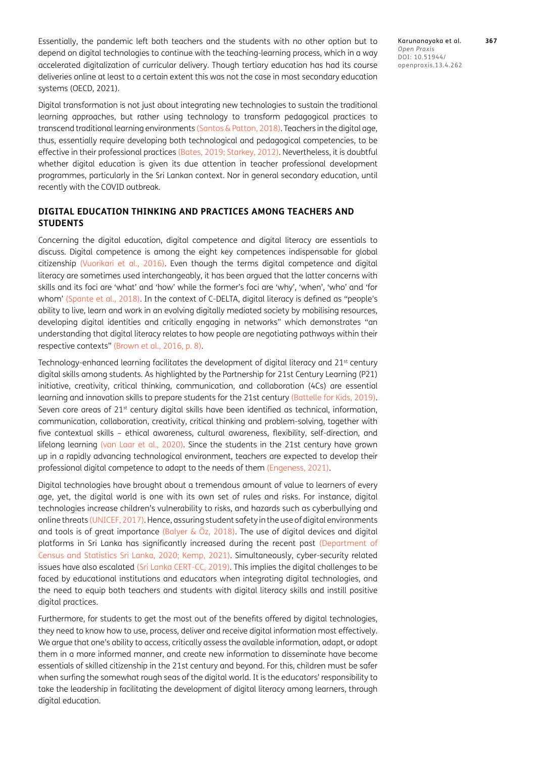Essentially, the pandemic left both teachers and the students with no other option but to depend on digital technologies to continue with the teaching-learning process, which in a way accelerated digitalization of curricular delivery. Though tertiary education has had its course deliveries online at least to a certain extent this was not the case in most secondary education systems (OECD, 2021).

Digital transformation is not just about integrating new technologies to sustain the traditional learning approaches, but rather using technology to transform pedagogical practices to transcend traditional learning environments (Santos & Patton, 2018). Teachers in the digital age, thus, essentially require developing both technological and pedagogical competencies, to be effective in their professional practices (Bates, 2019; Starkey, 2012). Nevertheless, it is doubtful whether digital education is given its due attention in teacher professional development programmes, particularly in the Sri Lankan context. Nor in general secondary education, until recently with the COVID outbreak.

## DIGITAL EDUCATION THINKING AND PRACTICES AMONG TEACHERS AND STUDENTS

Concerning the digital education, digital competence and digital literacy are essentials to discuss. Digital competence is among the eight key competences indispensable for global citizenship (Vuorikari et al., 2016). Even though the terms digital competence and digital literacy are sometimes used interchangeably, it has been argued that the latter concerns with skills and its foci are 'what' and 'how' while the former's foci are 'why', 'when', 'who' and 'for whom' (Spante et al., 2018). In the context of C-DELTA, digital literacy is defined as "people's ability to live, learn and work in an evolving digitally mediated society by mobilising resources, developing digital identities and critically engaging in networks" which demonstrates "an understanding that digital literacy relates to how people are negotiating pathways within their respective contexts" (Brown et al., 2016, p. 8).

Technology-enhanced learning facilitates the development of digital literacy and 21st century digital skills among students. As highlighted by the Partnership for 21st Century Learning (P21) initiative, creativity, critical thinking, communication, and collaboration (4Cs) are essential learning and innovation skills to prepare students for the 21st century (Battelle for Kids, 2019). Seven core areas of 21st century digital skills have been identified as technical, information, communication, collaboration, creativity, critical thinking and problem-solving, together with five contextual skills – ethical awareness, cultural awareness, flexibility, self-direction, and lifelong learning (van Laar et al., 2020). Since the students in the 21st century have grown up in a rapidly advancing technological environment, teachers are expected to develop their professional digital competence to adapt to the needs of them (Engeness, 2021).

Digital technologies have brought about a tremendous amount of value to learners of every age, yet, the digital world is one with its own set of rules and risks. For instance, digital technologies increase children's vulnerability to risks, and hazards such as cyberbullying and online threats (UNICEF, 2017). Hence, assuring student safety in the use of digital environments and tools is of great importance (Balyer & Öz, 2018). The use of digital devices and digital platforms in Sri Lanka has significantly increased during the recent past (Department of Census and Statistics Sri Lanka, 2020; Kemp, 2021). Simultaneously, cyber-security related issues have also escalated (Sri Lanka CERT-CC, 2019). This implies the digital challenges to be faced by educational institutions and educators when integrating digital technologies, and the need to equip both teachers and students with digital literacy skills and instill positive digital practices.

Furthermore, for students to get the most out of the benefits offered by digital technologies, they need to know how to use, process, deliver and receive digital information most effectively. We argue that one's ability to access, critically assess the available information, adapt, or adopt them in a more informed manner, and create new information to disseminate have become essentials of skilled citizenship in the 21st century and beyond. For this, children must be safer when surfing the somewhat rough seas of the digital world. It is the educators' responsibility to take the leadership in facilitating the development of digital literacy among learners, through digital education.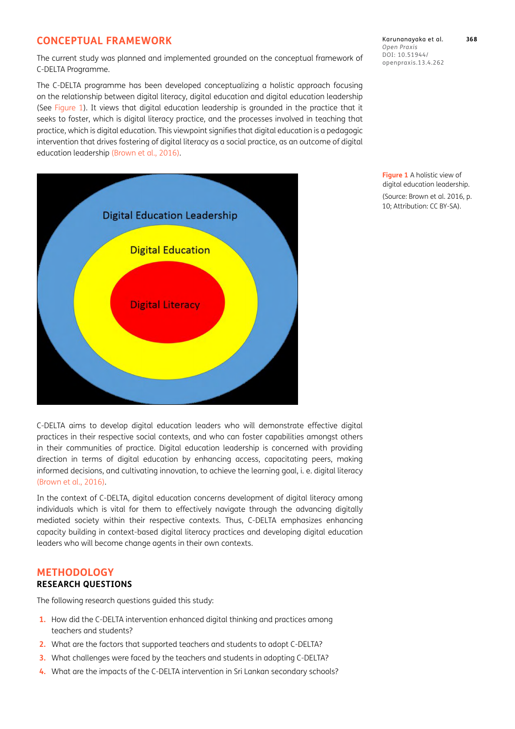## CONCEPTUAL FRAMEWORK

The current study was planned and implemented grounded on the conceptual framework of C-DELTA Programme.

The C-DELTA programme has been developed conceptualizing a holistic approach focusing on the relationship between digital literacy, digital education and digital education leadership (See Figure 1). It views that digital education leadership is grounded in the practice that it seeks to foster, which is digital literacy practice, and the processes involved in teaching that practice, which is digital education. This viewpoint signifies that digital education is a pedagogic intervention that drives fostering of digital literacy as a social practice, as an outcome of digital education leadership (Brown et al., 2016).

Digital Education Leadership

Digital Education

Digital Literacy

**Figure 1** A holistic view of digital education leadership.

(Source: Brown et al. 2016, p. 10; Attribution: CC BY-SA).

C-DELTA aims to develop digital education leaders who will demonstrate effective digital practices in their respective social contexts, and who can foster capabilities amongst others in their communities of practice. Digital education leadership is concerned with providing direction in terms of digital education by enhancing access, capacitating peers, making informed decisions, and cultivating innovation, to achieve the learning goal, i. e. digital literacy (Brown et al., 2016).

In the context of C-DELTA, digital education concerns development of digital literacy among individuals which is vital for them to effectively navigate through the advancing digitally mediated society within their respective contexts. Thus, C-DELTA emphasizes enhancing capacity building in context-based digital literacy practices and developing digital education leaders who will become change agents in their own contexts.

## METHODOLOGY

### RESEARCH QUESTIONS

The following research questions guided this study:

1. How did the C-DELTA intervention enhanced digital thinking and practices among teachers and students?
2. What are the factors that supported teachers and students to adopt C-DELTA?
3. What challenges were faced by the teachers and students in adopting C-DELTA?
4. What are the impacts of the C-DELTA intervention in Sri Lankan secondary schools?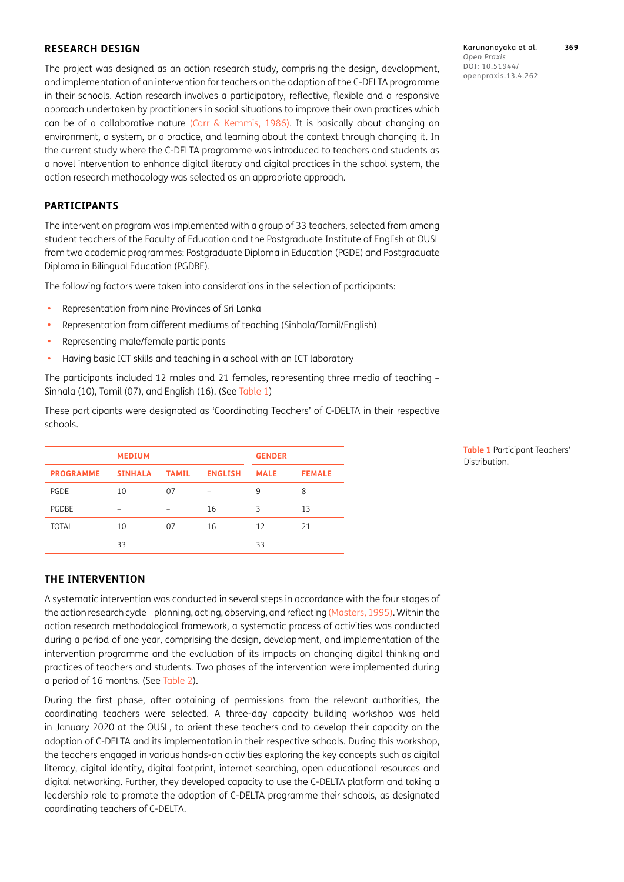## RESEARCH DESIGN

The project was designed as an action research study, comprising the design, development, and implementation of an intervention for teachers on the adoption of the C-DELTA programme in their schools. Action research involves a participatory, reflective, flexible and a responsive approach undertaken by practitioners in social situations to improve their own practices which can be of a collaborative nature (Carr & Kemmis, 1986). It is basically about changing an environment, a system, or a practice, and learning about the context through changing it. In the current study where the C-DELTA programme was introduced to teachers and students as a novel intervention to enhance digital literacy and digital practices in the school system, the action research methodology was selected as an appropriate approach.

## PARTICIPANTS

The intervention program was implemented with a group of 33 teachers, selected from among student teachers of the Faculty of Education and the Postgraduate Institute of English at OUSL from two academic programmes: Postgraduate Diploma in Education (PGDE) and Postgraduate Diploma in Bilingual Education (PGDBE).

The following factors were taken into considerations in the selection of participants:

- Representation from nine Provinces of Sri Lanka
- Representation from different mediums of teaching (Sinhala/Tamil/English)
- Representing male/female participants
- Having basic ICT skills and teaching in a school with an ICT laboratory

The participants included 12 males and 21 females, representing three media of teaching – Sinhala (10), Tamil (07), and English (16). (See Table 1)

These participants were designated as 'Coordinating Teachers' of C-DELTA in their respective schools.

| | MEDIUM | | | GENDER | |
|---|---|---|---|---|---|
| PROGRAMME | SINHALA | TAMIL | ENGLISH | MALE | FEMALE |
| PGDE | 10 | 07 | – | 9 | 8 |
| PGDBE | – | – | 16 | 3 | 13 |
| TOTAL | 10 | 07 | 16 | 12 | 21 |
| | 33 | | | 33 | |

**Table 1** Participant Teachers' Distribution.

## THE INTERVENTION

A systematic intervention was conducted in several steps in accordance with the four stages of the action research cycle – planning, acting, observing, and reflecting (Masters, 1995). Within the action research methodological framework, a systematic process of activities was conducted during a period of one year, comprising the design, development, and implementation of the intervention programme and the evaluation of its impacts on changing digital thinking and practices of teachers and students. Two phases of the intervention were implemented during a period of 16 months. (See Table 2).

During the first phase, after obtaining of permissions from the relevant authorities, the coordinating teachers were selected. A three-day capacity building workshop was held in January 2020 at the OUSL, to orient these teachers and to develop their capacity on the adoption of C-DELTA and its implementation in their respective schools. During this workshop, the teachers engaged in various hands-on activities exploring the key concepts such as digital literacy, digital identity, digital footprint, internet searching, open educational resources and digital networking. Further, they developed capacity to use the C-DELTA platform and taking a leadership role to promote the adoption of C-DELTA programme their schools, as designated coordinating teachers of C-DELTA.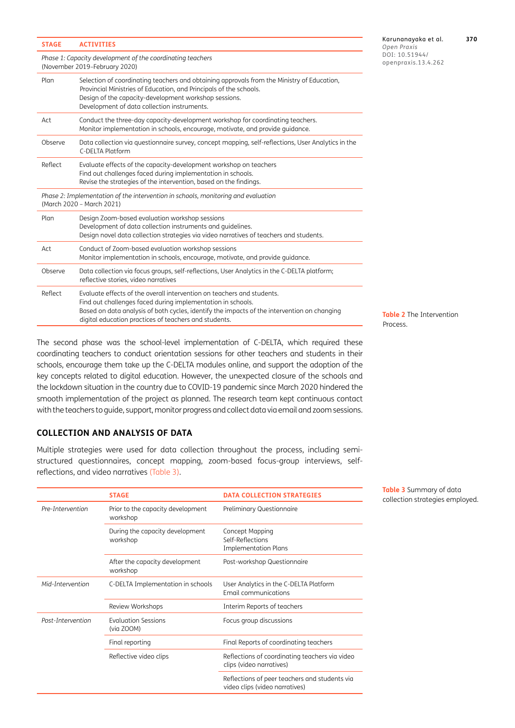| STAGE | ACTIVITIES |
|---|---|
| *Phase 1: Capacity development of the coordinating teachers* (November 2019–February 2020) | |
| Plan | Selection of coordinating teachers and obtaining approvals from the Ministry of Education, Provincial Ministries of Education, and Principals of the schools.<br>Design of the capacity-development workshop sessions.<br>Development of data collection instruments. |
| Act | Conduct the three-day capacity-development workshop for coordinating teachers.<br>Monitor implementation in schools, encourage, motivate, and provide guidance. |
| Observe | Data collection via questionnaire survey, concept mapping, self-reflections, User Analytics in the C-DELTA Platform |
| Reflect | Evaluate effects of the capacity-development workshop on teachers<br>Find out challenges faced during implementation in schools.<br>Revise the strategies of the intervention, based on the findings. |
| *Phase 2: Implementation of the intervention in schools, monitoring and evaluation* (March 2020 – March 2021) | |
| Plan | Design Zoom-based evaluation workshop sessions<br>Development of data collection instruments and guidelines.<br>Design novel data collection strategies via video narratives of teachers and students. |
| Act | Conduct of Zoom-based evaluation workshop sessions<br>Monitor implementation in schools, encourage, motivate, and provide guidance. |
| Observe | Data collection via focus groups, self-reflections, User Analytics in the C-DELTA platform; reflective stories, video narratives |
| Reflect | Evaluate effects of the overall intervention on teachers and students.<br>Find out challenges faced during implementation in schools.<br>Based on data analysis of both cycles, identify the impacts of the intervention on changing digital education practices of teachers and students. |

**Table 2** The Intervention Process.

The second phase was the school-level implementation of C-DELTA, which required these coordinating teachers to conduct orientation sessions for other teachers and students in their schools, encourage them take up the C-DELTA modules online, and support the adoption of the key concepts related to digital education. However, the unexpected closure of the schools and the lockdown situation in the country due to COVID-19 pandemic since March 2020 hindered the smooth implementation of the project as planned. The research team kept continuous contact with the teachers to guide, support, monitor progress and collect data via email and zoom sessions.

## COLLECTION AND ANALYSIS OF DATA

Multiple strategies were used for data collection throughout the process, including semi-structured questionnaires, concept mapping, zoom-based focus-group interviews, self-reflections, and video narratives (Table 3).

| | STAGE | DATA COLLECTION STRATEGIES |
|---|---|---|
| *Pre-Intervention* | Prior to the capacity development workshop | Preliminary Questionnaire |
| | During the capacity development workshop | Concept Mapping<br>Self-Reflections<br>Implementation Plans |
| | After the capacity development workshop | Post-workshop Questionnaire |
| *Mid-Intervention* | C-DELTA Implementation in schools | User Analytics in the C-DELTA Platform<br>Email communications |
| | Review Workshops | Interim Reports of teachers |
| *Post-Intervention* | Evaluation Sessions (via ZOOM) | Focus group discussions |
| | Final reporting | Final Reports of coordinating teachers |
| | Reflective video clips | Reflections of coordinating teachers via video clips (video narratives) |
| | | Reflections of peer teachers and students via video clips (video narratives) |

**Table 3** Summary of data collection strategies employed.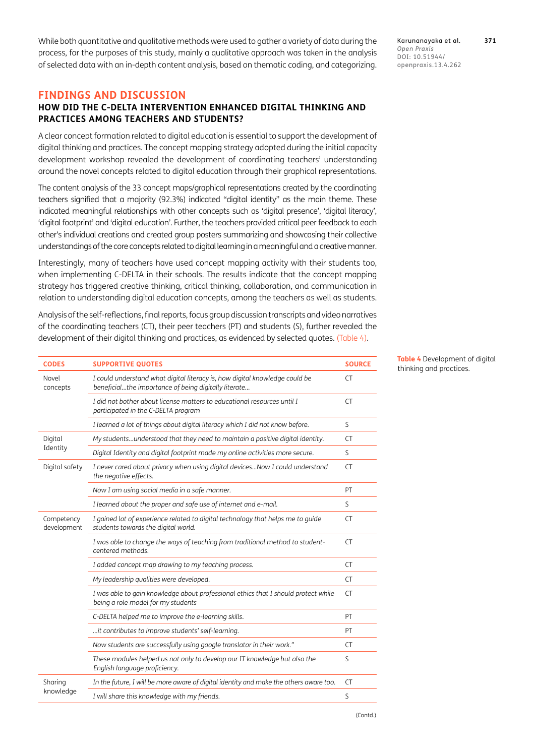While both quantitative and qualitative methods were used to gather a variety of data during the process, for the purposes of this study, mainly a qualitative approach was taken in the analysis of selected data with an in-depth content analysis, based on thematic coding, and categorizing.

## FINDINGS AND DISCUSSION

### HOW DID THE C-DELTA INTERVENTION ENHANCED DIGITAL THINKING AND PRACTICES AMONG TEACHERS AND STUDENTS?

A clear concept formation related to digital education is essential to support the development of digital thinking and practices. The concept mapping strategy adopted during the initial capacity development workshop revealed the development of coordinating teachers' understanding around the novel concepts related to digital education through their graphical representations.

The content analysis of the 33 concept maps/graphical representations created by the coordinating teachers signified that a majority (92.3%) indicated "digital identity" as the main theme. These indicated meaningful relationships with other concepts such as 'digital presence', 'digital literacy', 'digital footprint' and 'digital education'. Further, the teachers provided critical peer feedback to each other's individual creations and created group posters summarizing and showcasing their collective understandings of the core concepts related to digital learning in a meaningful and a creative manner.

Interestingly, many of teachers have used concept mapping activity with their students too, when implementing C-DELTA in their schools. The results indicate that the concept mapping strategy has triggered creative thinking, critical thinking, collaboration, and communication in relation to understanding digital education concepts, among the teachers as well as students.

Analysis of the self-reflections, final reports, focus group discussion transcripts and video narratives of the coordinating teachers (CT), their peer teachers (PT) and students (S), further revealed the development of their digital thinking and practices, as evidenced by selected quotes. (Table 4).

**Table 4** Development of digital thinking and practices.

| CODES | SUPPORTIVE QUOTES | SOURCE |
|---|---|---|
| Novel concepts | *I could understand what digital literacy is, how digital knowledge could be beneficial…the importance of being digitally literate…* | CT |
| | *I did not bother about license matters to educational resources until I participated in the C-DELTA program* | CT |
| | *I learned a lot of things about digital literacy which I did not know before.* | S |
| Digital Identity | *My students…understood that they need to maintain a positive digital identity.* | CT |
| | *Digital Identity and digital footprint made my online activities more secure.* | S |
| Digital safety | *I never cared about privacy when using digital devices…Now I could understand the negative effects.* | CT |
| | *Now I am using social media in a safe manner.* | PT |
| | *I learned about the proper and safe use of internet and e-mail.* | S |
| Competency development | *I gained lot of experience related to digital technology that helps me to guide students towards the digital world.* | CT |
| | *I was able to change the ways of teaching from traditional method to student-centered methods.* | CT |
| | *I added concept map drawing to my teaching process.* | CT |
| | *My leadership qualities were developed.* | CT |
| | *I was able to gain knowledge about professional ethics that I should protect while being a role model for my students* | CT |
| | *C-DELTA helped me to improve the e-learning skills.* | PT |
| | *…it contributes to improve students' self-learning.* | PT |
| | *Now students are successfully using google translator in their work."* | CT |
| | *These modules helped us not only to develop our IT knowledge but also the English language proficiency.* | S |
| Sharing knowledge | *In the future, I will be more aware of digital identity and make the others aware too.* | CT |
| | *I will share this knowledge with my friends.* | S |

(Contd.)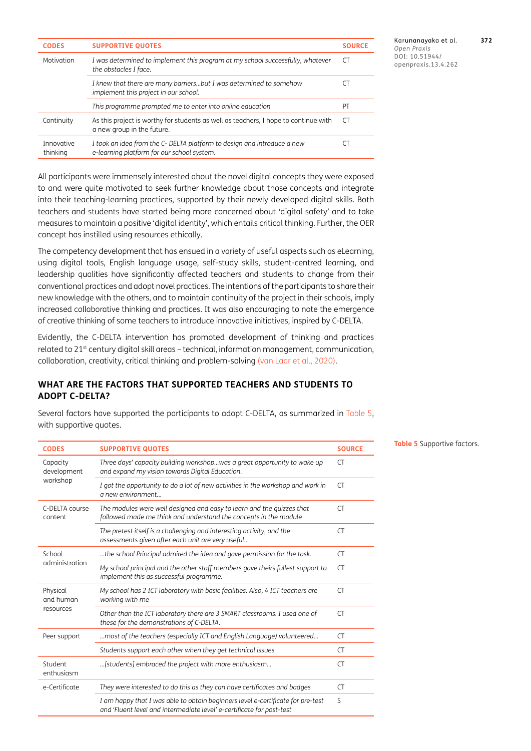| CODES | SUPPORTIVE QUOTES | SOURCE |
|---|---|---|
| Motivation | *I was determined to implement this program at my school successfully, whatever the obstacles I face.* | CT |
| | *I knew that there are many barriers…but I was determined to somehow implement this project in our school.* | CT |
| | *This programme prompted me to enter into online education* | PT |
| Continuity | As this project is worthy for students as well as teachers, I hope to continue with a new group in the future. | CT |
| Innovative thinking | *I took an idea from the C- DELTA platform to design and introduce a new e-learning platform for our school system.* | CT |

All participants were immensely interested about the novel digital concepts they were exposed to and were quite motivated to seek further knowledge about those concepts and integrate into their teaching-learning practices, supported by their newly developed digital skills. Both teachers and students have started being more concerned about 'digital safety' and to take measures to maintain a positive 'digital identity', which entails critical thinking. Further, the OER concept has instilled using resources ethically.

The competency development that has ensued in a variety of useful aspects such as eLearning, using digital tools, English language usage, self-study skills, student-centred learning, and leadership qualities have significantly affected teachers and students to change from their conventional practices and adopt novel practices. The intentions of the participants to share their new knowledge with the others, and to maintain continuity of the project in their schools, imply increased collaborative thinking and practices. It was also encouraging to note the emergence of creative thinking of some teachers to introduce innovative initiatives, inspired by C-DELTA.

Evidently, the C-DELTA intervention has promoted development of thinking and practices related to 21st century digital skill areas – technical, information management, communication, collaboration, creativity, critical thinking and problem-solving (van Laar et al., 2020).

## WHAT ARE THE FACTORS THAT SUPPORTED TEACHERS AND STUDENTS TO ADOPT C-DELTA?

Several factors have supported the participants to adopt C-DELTA, as summarized in Table 5, with supportive quotes.

**Table 5** Supportive factors.

| CODES | SUPPORTIVE QUOTES | SOURCE |
|---|---|---|
| Capacity development workshop | *Three days' capacity building workshop…was a great opportunity to wake up and expand my vision towards Digital Education.* | CT |
| | *I got the opportunity to do a lot of new activities in the workshop and work in a new environment…* | CT |
| C-DELTA course content | *The modules were well designed and easy to learn and the quizzes that followed made me think and understand the concepts in the module* | CT |
| | *The pretest itself is a challenging and interesting activity, and the assessments given after each unit are very useful…* | CT |
| School administration | *…the school Principal admired the idea and gave permission for the task.* | CT |
| | *My school principal and the other staff members gave theirs fullest support to implement this as successful programme.* | CT |
| Physical and human resources | *My school has 2 ICT laboratory with basic facilities. Also, 4 ICT teachers are working with me* | CT |
| | *Other than the ICT laboratory there are 3 SMART classrooms. I used one of these for the demonstrations of C-DELTA.* | CT |
| Peer support | *…most of the teachers (especially ICT and English Language) volunteered…* | CT |
| | *Students support each other when they get technical issues* | CT |
| Student enthusiasm | *…[students] embraced the project with more enthusiasm…* | CT |
| e-Certificate | *They were interested to do this as they can have certificates and badges* | CT |
| | *I am happy that I was able to obtain beginners level e-certificate for pre-test and 'Fluent level and intermediate level' e-certificate for post-test* | S |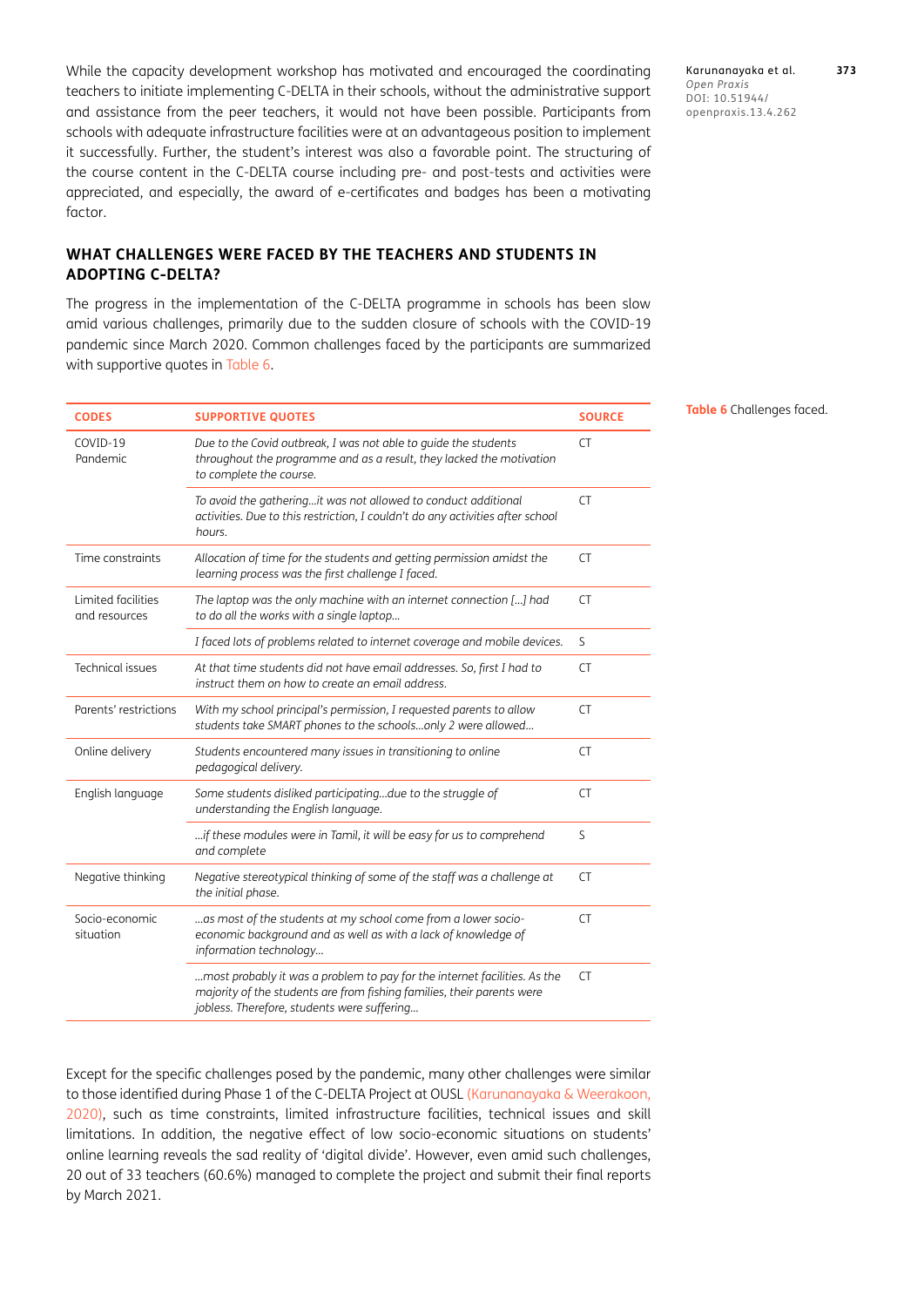While the capacity development workshop has motivated and encouraged the coordinating teachers to initiate implementing C-DELTA in their schools, without the administrative support and assistance from the peer teachers, it would not have been possible. Participants from schools with adequate infrastructure facilities were at an advantageous position to implement it successfully. Further, the student's interest was also a favorable point. The structuring of the course content in the C-DELTA course including pre- and post-tests and activities were appreciated, and especially, the award of e-certificates and badges has been a motivating factor.

### WHAT CHALLENGES WERE FACED BY THE TEACHERS AND STUDENTS IN ADOPTING C-DELTA?

The progress in the implementation of the C-DELTA programme in schools has been slow amid various challenges, primarily due to the sudden closure of schools with the COVID-19 pandemic since March 2020. Common challenges faced by the participants are summarized with supportive quotes in Table 6.

**Table 6** Challenges faced.

| CODES | SUPPORTIVE QUOTES | SOURCE |
|---|---|---|
| COVID-19 Pandemic | *Due to the Covid outbreak, I was not able to guide the students throughout the programme and as a result, they lacked the motivation to complete the course.* | CT |
| | *To avoid the gathering…it was not allowed to conduct additional activities. Due to this restriction, I couldn't do any activities after school hours.* | CT |
| Time constraints | *Allocation of time for the students and getting permission amidst the learning process was the first challenge I faced.* | CT |
| Limited facilities and resources | *The laptop was the only machine with an internet connection […] had to do all the works with a single laptop…* | CT |
| | *I faced lots of problems related to internet coverage and mobile devices.* | S |
| Technical issues | *At that time students did not have email addresses. So, first I had to instruct them on how to create an email address.* | CT |
| Parents' restrictions | *With my school principal's permission, I requested parents to allow students take SMART phones to the schools…only 2 were allowed…* | CT |
| Online delivery | *Students encountered many issues in transitioning to online pedagogical delivery.* | CT |
| English language | *Some students disliked participating…due to the struggle of understanding the English language.* | CT |
| | *…if these modules were in Tamil, it will be easy for us to comprehend and complete* | S |
| Negative thinking | *Negative stereotypical thinking of some of the staff was a challenge at the initial phase.* | CT |
| Socio-economic situation | *…as most of the students at my school come from a lower socio-economic background and as well as with a lack of knowledge of information technology…* | CT |
| | *…most probably it was a problem to pay for the internet facilities. As the majority of the students are from fishing families, their parents were jobless. Therefore, students were suffering…* | CT |

Except for the specific challenges posed by the pandemic, many other challenges were similar to those identified during Phase 1 of the C-DELTA Project at OUSL (Karunanayaka & Weerakoon, 2020), such as time constraints, limited infrastructure facilities, technical issues and skill limitations. In addition, the negative effect of low socio-economic situations on students' online learning reveals the sad reality of 'digital divide'. However, even amid such challenges, 20 out of 33 teachers (60.6%) managed to complete the project and submit their final reports by March 2021.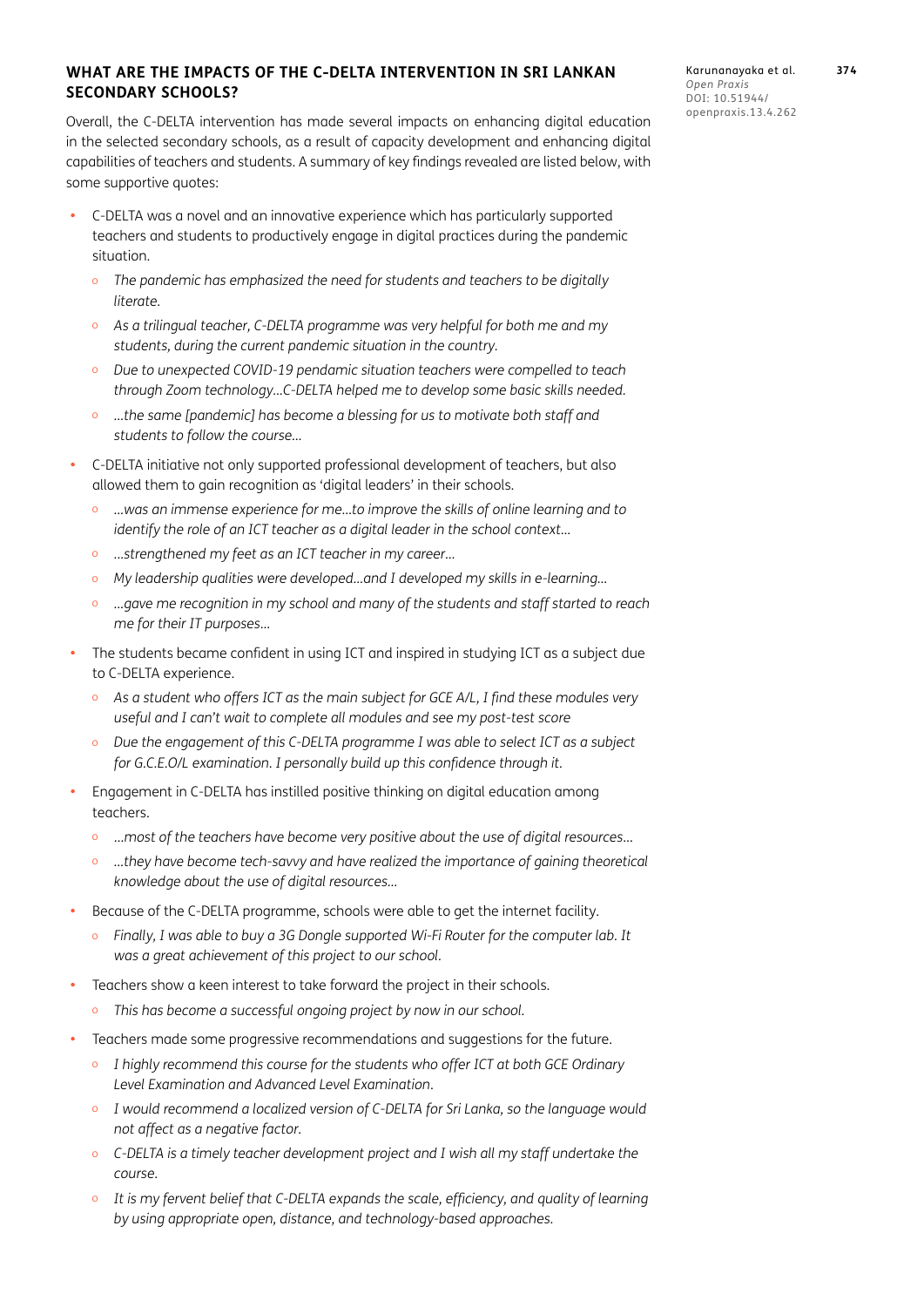## WHAT ARE THE IMPACTS OF THE C-DELTA INTERVENTION IN SRI LANKAN SECONDARY SCHOOLS?

Overall, the C-DELTA intervention has made several impacts on enhancing digital education in the selected secondary schools, as a result of capacity development and enhancing digital capabilities of teachers and students. A summary of key findings revealed are listed below, with some supportive quotes:

- C-DELTA was a novel and an innovative experience which has particularly supported teachers and students to productively engage in digital practices during the pandemic situation.
  - *The pandemic has emphasized the need for students and teachers to be digitally literate.*
  - *As a trilingual teacher, C-DELTA programme was very helpful for both me and my students, during the current pandemic situation in the country.*
  - *Due to unexpected COVID-19 pendamic situation teachers were compelled to teach through Zoom technology…C-DELTA helped me to develop some basic skills needed.*
  - *…the same [pandemic] has become a blessing for us to motivate both staff and students to follow the course…*
- C-DELTA initiative not only supported professional development of teachers, but also allowed them to gain recognition as 'digital leaders' in their schools.
  - *…was an immense experience for me…to improve the skills of online learning and to identify the role of an ICT teacher as a digital leader in the school context…*
  - *…strengthened my feet as an ICT teacher in my career…*
  - *My leadership qualities were developed…and I developed my skills in e-learning…*
  - *…gave me recognition in my school and many of the students and staff started to reach me for their IT purposes…*
- The students became confident in using ICT and inspired in studying ICT as a subject due to C-DELTA experience.
  - *As a student who offers ICT as the main subject for GCE A/L, I find these modules very useful and I can't wait to complete all modules and see my post-test score*
  - *Due the engagement of this C-DELTA programme I was able to select ICT as a subject for G.C.E.O/L examination. I personally build up this confidence through it.*
- Engagement in C-DELTA has instilled positive thinking on digital education among teachers.
  - *…most of the teachers have become very positive about the use of digital resources…*
  - *…they have become tech-savvy and have realized the importance of gaining theoretical knowledge about the use of digital resources…*
- Because of the C-DELTA programme, schools were able to get the internet facility.
  - *Finally, I was able to buy a 3G Dongle supported Wi-Fi Router for the computer lab. It was a great achievement of this project to our school.*
- Teachers show a keen interest to take forward the project in their schools.
  - *This has become a successful ongoing project by now in our school.*
- Teachers made some progressive recommendations and suggestions for the future.
  - *I highly recommend this course for the students who offer ICT at both GCE Ordinary Level Examination and Advanced Level Examination.*
  - *I would recommend a localized version of C-DELTA for Sri Lanka, so the language would not affect as a negative factor.*
  - *C-DELTA is a timely teacher development project and I wish all my staff undertake the course.*
  - *It is my fervent belief that C-DELTA expands the scale, efficiency, and quality of learning by using appropriate open, distance, and technology-based approaches.*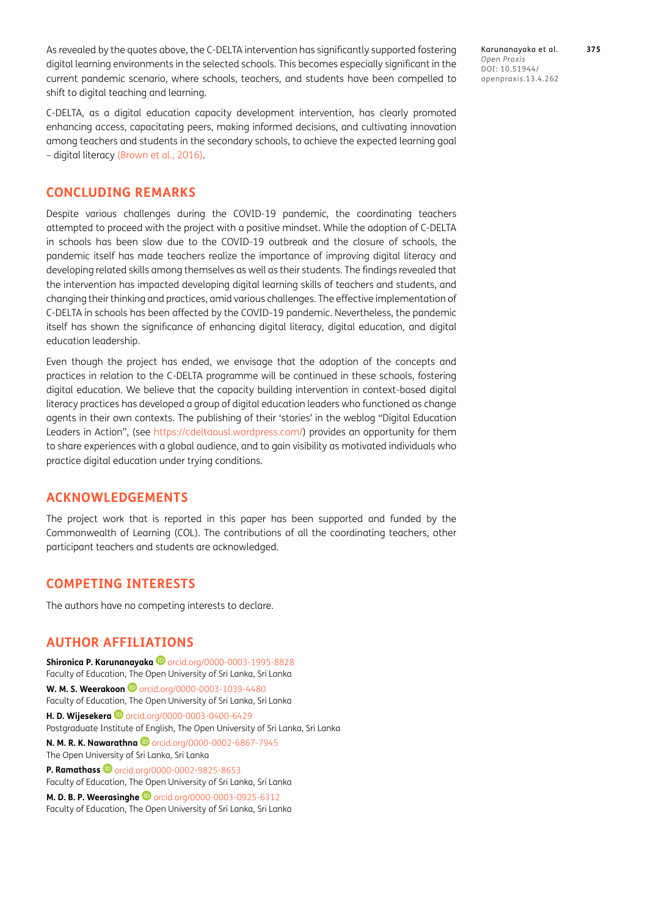As revealed by the quotes above, the C-DELTA intervention has significantly supported fostering digital learning environments in the selected schools. This becomes especially significant in the current pandemic scenario, where schools, teachers, and students have been compelled to shift to digital teaching and learning.

C-DELTA, as a digital education capacity development intervention, has clearly promoted enhancing access, capacitating peers, making informed decisions, and cultivating innovation among teachers and students in the secondary schools, to achieve the expected learning goal – digital literacy (Brown et al., 2016).

## CONCLUDING REMARKS

Despite various challenges during the COVID-19 pandemic, the coordinating teachers attempted to proceed with the project with a positive mindset. While the adoption of C-DELTA in schools has been slow due to the COVID-19 outbreak and the closure of schools, the pandemic itself has made teachers realize the importance of improving digital literacy and developing related skills among themselves as well as their students. The findings revealed that the intervention has impacted developing digital learning skills of teachers and students, and changing their thinking and practices, amid various challenges. The effective implementation of C-DELTA in schools has been affected by the COVID-19 pandemic. Nevertheless, the pandemic itself has shown the significance of enhancing digital literacy, digital education, and digital education leadership.

Even though the project has ended, we envisage that the adoption of the concepts and practices in relation to the C-DELTA programme will be continued in these schools, fostering digital education. We believe that the capacity building intervention in context-based digital literacy practices has developed a group of digital education leaders who functioned as change agents in their own contexts. The publishing of their 'stories' in the weblog "Digital Education Leaders in Action", (see https://cdeltaousl.wordpress.com/) provides an opportunity for them to share experiences with a global audience, and to gain visibility as motivated individuals who practice digital education under trying conditions.

## ACKNOWLEDGEMENTS

The project work that is reported in this paper has been supported and funded by the Commonwealth of Learning (COL). The contributions of all the coordinating teachers, other participant teachers and students are acknowledged.

## COMPETING INTERESTS

The authors have no competing interests to declare.

## AUTHOR AFFILIATIONS

**Shironica P. Karunanayaka** orcid.org/0000-0003-1995-8828
Faculty of Education, The Open University of Sri Lanka, Sri Lanka

**W. M. S. Weerakoon** orcid.org/0000-0003-1039-4480
Faculty of Education, The Open University of Sri Lanka, Sri Lanka

**H. D. Wijesekera** orcid.org/0000-0003-0400-6429
Postgraduate Institute of English, The Open University of Sri Lanka, Sri Lanka

**N. M. R. K. Nawarathna** orcid.org/0000-0002-6867-7945
The Open University of Sri Lanka, Sri Lanka

**P. Ramathass** orcid.org/0000-0002-9825-8653
Faculty of Education, The Open University of Sri Lanka, Sri Lanka

**M. D. B. P. Weerasinghe** orcid.org/0000-0003-0925-6312
Faculty of Education, The Open University of Sri Lanka, Sri Lanka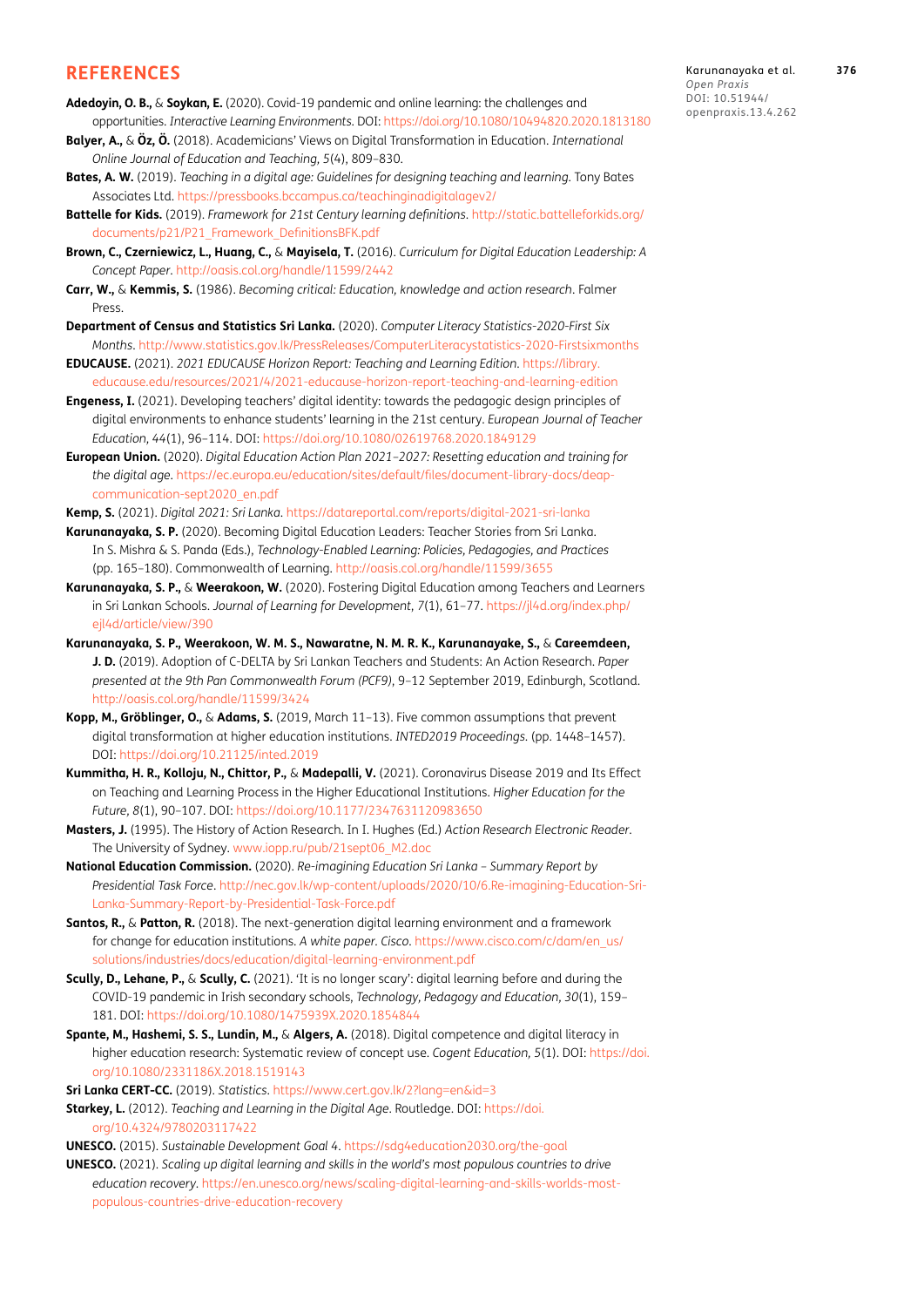## REFERENCES

**Adedoyin, O. B.,** & **Soykan, E.** (2020). Covid-19 pandemic and online learning: the challenges and opportunities. *Interactive Learning Environments*. DOI: https://doi.org/10.1080/10494820.2020.1813180

**Balyer, A.,** & **Öz, Ö.** (2018). Academicians' Views on Digital Transformation in Education. *International Online Journal of Education and Teaching, 5*(4), 809–830.

**Bates, A. W.** (2019). *Teaching in a digital age: Guidelines for designing teaching and learning.* Tony Bates Associates Ltd. https://pressbooks.bccampus.ca/teachinginadigitalagev2/

**Battelle for Kids.** (2019). *Framework for 21st Century learning definitions.* http://static.battelleforkids.org/documents/p21/P21_Framework_DefinitionsBFK.pdf

**Brown, C., Czerniewicz, L., Huang, C.,** & **Mayisela, T.** (2016). *Curriculum for Digital Education Leadership: A Concept Paper*. http://oasis.col.org/handle/11599/2442

**Carr, W.,** & **Kemmis, S.** (1986). *Becoming critical: Education, knowledge and action research*. Falmer Press.

**Department of Census and Statistics Sri Lanka.** (2020). *Computer Literacy Statistics-2020-First Six Months*. http://www.statistics.gov.lk/PressReleases/ComputerLiteracystatistics-2020-Firstsixmonths

**EDUCAUSE.** (2021). *2021 EDUCAUSE Horizon Report: Teaching and Learning Edition*. https://library.educause.edu/resources/2021/4/2021-educause-horizon-report-teaching-and-learning-edition

**Engeness, I.** (2021). Developing teachers' digital identity: towards the pedagogic design principles of digital environments to enhance students' learning in the 21st century. *European Journal of Teacher Education*, 44(1), 96–114. DOI: https://doi.org/10.1080/02619768.2020.1849129

**European Union.** (2020). *Digital Education Action Plan 2021–2027: Resetting education and training for the digital age.* https://ec.europa.eu/education/sites/default/files/document-library-docs/deap-communication-sept2020_en.pdf

**Kemp, S.** (2021). *Digital 2021: Sri Lanka.* https://datareportal.com/reports/digital-2021-sri-lanka

**Karunanayaka, S. P.** (2020). Becoming Digital Education Leaders: Teacher Stories from Sri Lanka. In S. Mishra & S. Panda (Eds.), *Technology-Enabled Learning: Policies, Pedagogies, and Practices* (pp. 165–180). Commonwealth of Learning. http://oasis.col.org/handle/11599/3655

**Karunanayaka, S. P.,** & **Weerakoon, W.** (2020). Fostering Digital Education among Teachers and Learners in Sri Lankan Schools. *Journal of Learning for Development*, *7*(1), 61–77. https://jl4d.org/index.php/ejl4d/article/view/390

**Karunanayaka, S. P., Weerakoon, W. M. S., Nawaratne, N. M. R. K., Karunanayake, S.,** & **Careemdeen, J. D.** (2019). Adoption of C-DELTA by Sri Lankan Teachers and Students: An Action Research. *Paper presented at the 9th Pan Commonwealth Forum (PCF9)*, 9–12 September 2019, Edinburgh, Scotland. http://oasis.col.org/handle/11599/3424

**Kopp, M., Gröblinger, O.,** & **Adams, S.** (2019, March 11–13). Five common assumptions that prevent digital transformation at higher education institutions. *INTED2019 Proceedings.* (pp. 1448–1457). DOI: https://doi.org/10.21125/inted.2019

**Kummitha, H. R., Kolloju, N., Chittor, P.,** & **Madepalli, V.** (2021). Coronavirus Disease 2019 and Its Effect on Teaching and Learning Process in the Higher Educational Institutions. *Higher Education for the Future, 8*(1), 90–107. DOI: https://doi.org/10.1177/2347631120983650

**Masters, J.** (1995). The History of Action Research. In I. Hughes (Ed.) *Action Research Electronic Reader*. The University of Sydney. www.iopp.ru/pub/21sept06_M2.doc

**National Education Commission.** (2020). *Re-imagining Education Sri Lanka – Summary Report by Presidential Task Force*. http://nec.gov.lk/wp-content/uploads/2020/10/6.Re-imagining-Education-Sri-Lanka-Summary-Report-by-Presidential-Task-Force.pdf

**Santos, R.,** & **Patton, R.** (2018). The next-generation digital learning environment and a framework for change for education institutions. *A white paper. Cisco.* https://www.cisco.com/c/dam/en_us/solutions/industries/docs/education/digital-learning-environment.pdf

**Scully, D., Lehane, P.,** & **Scully, C.** (2021). 'It is no longer scary': digital learning before and during the COVID-19 pandemic in Irish secondary schools, *Technology, Pedagogy and Education, 30*(1), 159–181. DOI: https://doi.org/10.1080/1475939X.2020.1854844

**Spante, M., Hashemi, S. S., Lundin, M.,** & **Algers, A.** (2018). Digital competence and digital literacy in higher education research: Systematic review of concept use. *Cogent Education, 5*(1). DOI: https://doi.org/10.1080/2331186X.2018.1519143

**Sri Lanka CERT-CC.** (2019). *Statistics.* https://www.cert.gov.lk/2?lang=en&id=3

**Starkey, L.** (2012). *Teaching and Learning in the Digital Age*. Routledge. DOI: https://doi.org/10.4324/9780203117422

**UNESCO.** (2015). *Sustainable Development Goal 4*. https://sdg4education2030.org/the-goal

**UNESCO.** (2021). *Scaling up digital learning and skills in the world's most populous countries to drive education recovery*. https://en.unesco.org/news/scaling-digital-learning-and-skills-worlds-most-populous-countries-drive-education-recovery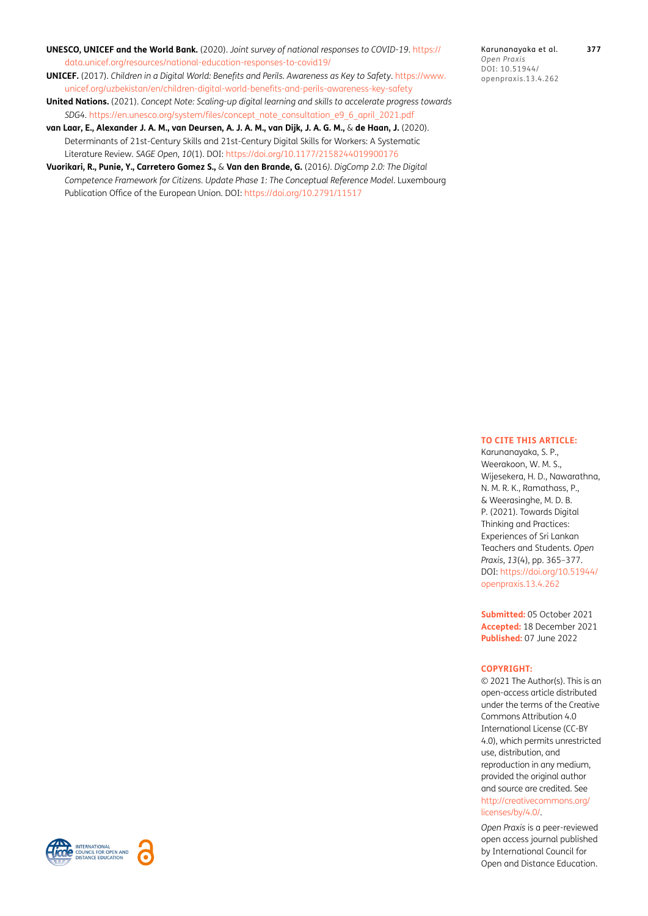**UNESCO, UNICEF and the World Bank.** (2020). *Joint survey of national responses to COVID-19*. https://data.unicef.org/resources/national-education-responses-to-covid19/

**UNICEF.** (2017). *Children in a Digital World: Benefits and Perils. Awareness as Key to Safety*. https://www.unicef.org/uzbekistan/en/children-digital-world-benefits-and-perils-awareness-key-safety

**United Nations.** (2021). *Concept Note: Scaling-up digital learning and skills to accelerate progress towards SDG4*. https://en.unesco.org/system/files/concept_note_consultation_e9_6_april_2021.pdf

**van Laar, E., Alexander J. A. M., van Deursen, A. J. A. M., van Dijk, J. A. G. M.,** & **de Haan, J.** (2020). Determinants of 21st-Century Skills and 21st-Century Digital Skills for Workers: A Systematic Literature Review. *SAGE Open, 10*(1). DOI: https://doi.org/10.1177/2158244019900176

**Vuorikari, R., Punie, Y., Carretero Gomez S.,** & **Van den Brande, G.** (2016). *DigComp 2.0: The Digital Competence Framework for Citizens. Update Phase 1: The Conceptual Reference Model*. Luxembourg Publication Office of the European Union. DOI: https://doi.org/10.2791/11517

**TO CITE THIS ARTICLE:**

Karunanayaka, S. P., Weerakoon, W. M. S., Wijesekera, H. D., Nawarathna, N. M. R. K., Ramathass, P., & Weerasinghe, M. D. B. P. (2021). Towards Digital Thinking and Practices: Experiences of Sri Lankan Teachers and Students. *Open Praxis*, *13*(4), pp. 365–377. DOI: https://doi.org/10.51944/openpraxis.13.4.262

**Submitted:** 05 October 2021
**Accepted:** 18 December 2021
**Published:** 07 June 2022

**COPYRIGHT:**

© 2021 The Author(s). This is an open-access article distributed under the terms of the Creative Commons Attribution 4.0 International License (CC-BY 4.0), which permits unrestricted use, distribution, and reproduction in any medium, provided the original author and source are credited. See http://creativecommons.org/licenses/by/4.0/.

*Open Praxis* is a peer-reviewed open access journal published by International Council for Open and Distance Education.